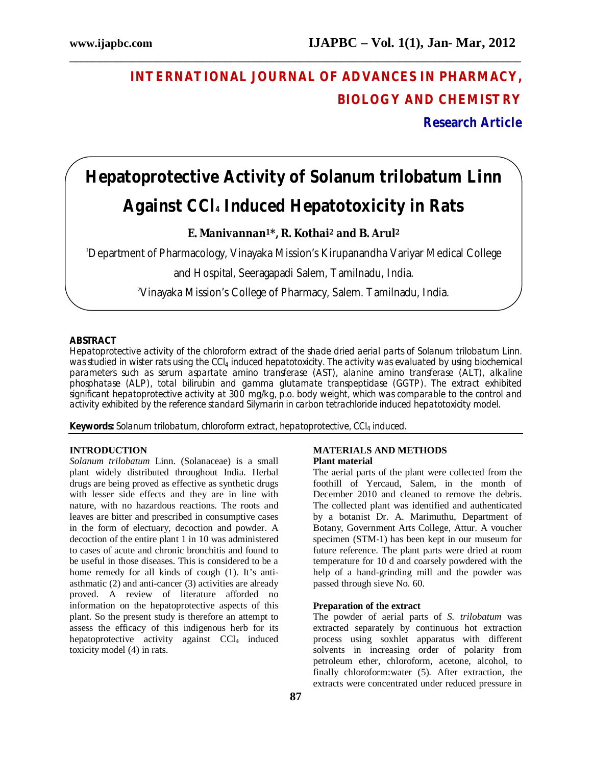# INTERNATIONAL JOURNAL OF ADVANCES IN PHARMACY, BIOLOGY AND CHEMISTRY

**Research Article**

# Hepatoprotective Activity of Solanum trilobatum Linn Against $CCl_4$ Induced Hepatotoxicity in Rats

**E. Manivannan[1]*, R. Kothai[2] and B. Arul[2]**

[1]Department of Pharmacology, Vinayaka Mission's Kirupanandha Variyar Medical College and Hospital, Seeragapadi Salem, Tamilnadu, India.

[2]Vinayaka Mission's College of Pharmacy, Salem. Tamilnadu, India.

## ABSTRACT

*Hepatoprotective activity of the chloroform extract of the shade dried aerial parts of Solanum trilobatum Linn. was studied in wister rats using the $CCl_4$ induced hepatotoxicity. The activity was evaluated by using biochemical parameters such as serum aspartate amino transferase (AST), alanine amino transferase (ALT), alkaline phosphatase (ALP), total bilirubin and gamma glutamate transpeptidase (GGTP). The extract exhibited significant hepatoprotective activity at 300 mg/kg, p.o. body weight, which was comparable to the control and activity exhibited by the reference standard Silymarin in carbon tetrachloride induced hepatotoxicity model.*

**Keywords:** *Solanum trilobatum, chloroform extract, hepatoprotective, $CCl_4$ induced.*

## INTRODUCTION

*Solanum trilobatum* Linn. (Solanaceae) is a small plant widely distributed throughout India. Herbal drugs are being proved as effective as synthetic drugs with lesser side effects and they are in line with nature, with no hazardous reactions. The roots and leaves are bitter and prescribed in consumptive cases in the form of electuary, decoction and powder. A decoction of the entire plant 1 in 10 was administered to cases of acute and chronic bronchitis and found to be useful in those diseases. This is considered to be a home remedy for all kinds of cough (1). It's anti-asthmatic (2) and anti-cancer (3) activities are already proved. A review of literature afforded no information on the hepatoprotective aspects of this plant. So the present study is therefore an attempt to assess the efficacy of this indigenous herb for its hepatoprotective activity against $CCl_4$ induced toxicity model (4) in rats.

## MATERIALS AND METHODS

### Plant material

The aerial parts of the plant were collected from the foothill of Yercaud, Salem, in the month of December 2010 and cleaned to remove the debris. The collected plant was identified and authenticated by a botanist Dr. A. Marimuthu, Department of Botany, Government Arts College, Attur. A voucher specimen (STM-1) has been kept in our museum for future reference. The plant parts were dried at room temperature for 10 d and coarsely powdered with the help of a hand-grinding mill and the powder was passed through sieve No. 60.

### Preparation of the extract

The powder of aerial parts of *S. trilobatum* was extracted separately by continuous hot extraction process using soxhlet apparatus with different solvents in increasing order of polarity from petroleum ether, chloroform, acetone, alcohol, to finally chloroform:water (5). After extraction, the extracts were concentrated under reduced pressure in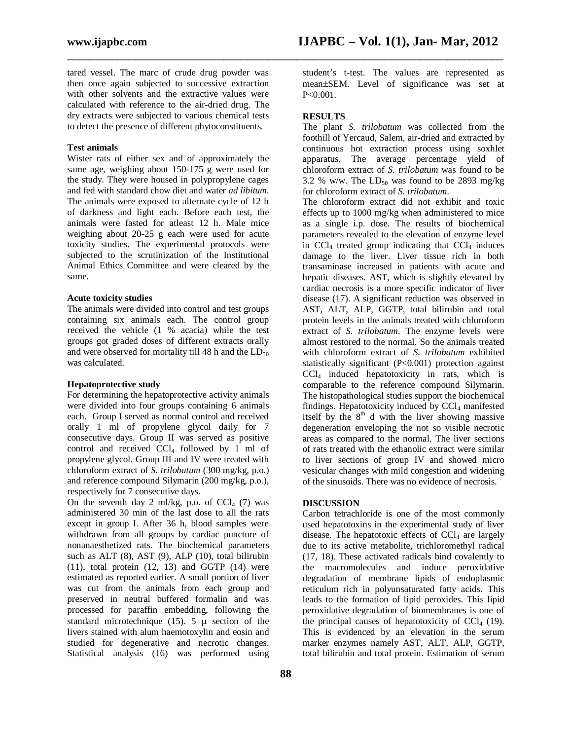tared vessel. The marc of crude drug powder was then once again subjected to successive extraction with other solvents and the extractive values were calculated with reference to the air-dried drug. The dry extracts were subjected to various chemical tests to detect the presence of different phytoconstituents.

**Test animals**

Wister rats of either sex and of approximately the same age, weighing about 150-175 g were used for the study. They were housed in polypropylene cages and fed with standard chow diet and water *ad libitum*. The animals were exposed to alternate cycle of 12 h of darkness and light each. Before each test, the animals were fasted for atleast 12 h. Male mice weighing about 20-25 g each were used for acute toxicity studies. The experimental protocols were subjected to the scrutinization of the Institutional Animal Ethics Committee and were cleared by the same.

**Acute toxicity studies**

The animals were divided into control and test groups containing six animals each. The control group received the vehicle (1 % acacia) while the test groups got graded doses of different extracts orally and were observed for mortality till 48 h and the $LD_{50}$ was calculated.

**Hepatoprotective study**

For determining the hepatoprotective activity animals were divided into four groups containing 6 animals each. Group I served as normal control and received orally 1 ml of propylene glycol daily for 7 consecutive days. Group II was served as positive control and received $CCl_4$ followed by 1 ml of propylene glycol. Group III and IV were treated with chloroform extract of *S. trilobatum* (300 mg/kg, p.o.) and reference compound Silymarin (200 mg/kg, p.o.), respectively for 7 consecutive days.

On the seventh day 2 ml/kg, p.o. of $CCl_4$ (7) was administered 30 min of the last dose to all the rats except in group I. After 36 h, blood samples were withdrawn from all groups by cardiac puncture of nonanaesthetized rats. The biochemical parameters such as ALT (8), AST (9), ALP (10), total bilirubin (11), total protein (12, 13) and GGTP (14) were estimated as reported earlier. A small portion of liver was cut from the animals from each group and preserved in neutral buffered formalin and was processed for paraffin embedding, following the standard microtechnique (15). 5 μ section of the livers stained with alum haemotoxylin and eosin and studied for degenerative and necrotic changes. Statistical analysis (16) was performed using student's t-test. The values are represented as mean±SEM. Level of significance was set at $P<0.001$.

**RESULTS**

The plant *S. trilobatum* was collected from the foothill of Yercaud, Salem, air-dried and extracted by continuous hot extraction process using soxhlet apparatus. The average percentage yield of chloroform extract of *S. trilobatum* was found to be 3.2 % w/w. The $LD_{50}$ was found to be 2893 mg/kg for chloroform extract of *S. trilobatum*.

The chloroform extract did not exhibit and toxic effects up to 1000 mg/kg when administered to mice as a single i.p. dose. The results of biochemical parameters revealed to the elevation of enzyme level in $CCl_4$ treated group indicating that $CCl_4$ induces damage to the liver. Liver tissue rich in both transaminase increased in patients with acute and hepatic diseases. AST, which is slightly elevated by cardiac necrosis is a more specific indicator of liver disease (17). A significant reduction was observed in AST, ALT, ALP, GGTP, total bilirubin and total protein levels in the animals treated with chloroform extract of *S. trilobatum*. The enzyme levels were almost restored to the normal. So the animals treated with chloroform extract of *S. trilobatum* exhibited statistically significant ($P<0.001$) protection against $CCl_4$ induced hepatotoxicity in rats, which is comparable to the reference compound Silymarin. The histopathological studies support the biochemical findings. Hepatotoxicity induced by $CCl_4$ manifested itself by the $8^{th}$ d with the liver showing massive degeneration enveloping the not so visible necrotic areas as compared to the normal. The liver sections of rats treated with the ethanolic extract were similar to liver sections of group IV and showed micro vesicular changes with mild congestion and widening of the sinusoids. There was no evidence of necrosis.

**DISCUSSION**

Carbon tetrachloride is one of the most commonly used hepatotoxins in the experimental study of liver disease. The hepatotoxic effects of $CCl_4$ are largely due to its active metabolite, trichloromethyl radical (17, 18). These activated radicals bind covalently to the macromolecules and induce peroxidative degradation of membrane lipids of endoplasmic reticulum rich in polyunsaturated fatty acids. This leads to the formation of lipid peroxides. This lipid peroxidative degradation of biomembranes is one of the principal causes of hepatotoxicity of $CCl_4$ (19). This is evidenced by an elevation in the serum marker enzymes namely AST, ALT, ALP, GGTP, total bilirubin and total protein. Estimation of serum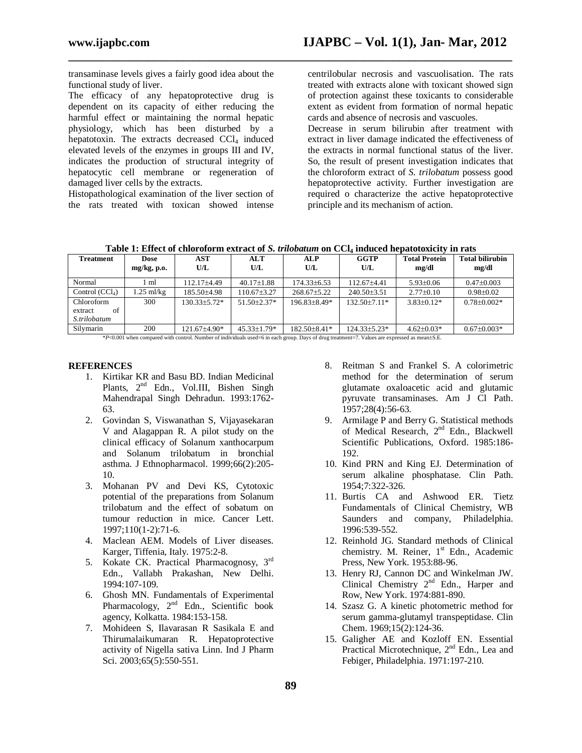transaminase levels gives a fairly good idea about the functional study of liver.

The efficacy of any hepatoprotective drug is dependent on its capacity of either reducing the harmful effect or maintaining the normal hepatic physiology, which has been disturbed by a hepatotoxin. The extracts decreased $CCl_4$ induced elevated levels of the enzymes in groups III and IV, indicates the production of structural integrity of hepatocytic cell membrane or regeneration of damaged liver cells by the extracts.

Histopathological examination of the liver section of the rats treated with toxican showed intense centrilobular necrosis and vascuolisation. The rats treated with extracts alone with toxicant showed sign of protection against these toxicants to considerable extent as evident from formation of normal hepatic cards and absence of necrosis and vascuoles.

Decrease in serum bilirubin after treatment with extract in liver damage indicated the effectiveness of the extracts in normal functional status of the liver. So, the result of present investigation indicates that the chloroform extract of *S. trilobatum* possess good hepatoprotective activity. Further investigation are required o characterize the active hepatoprotective principle and its mechanism of action.

**Table 1: Effect of chloroform extract of *S. trilobatum* on $CCl_4$ induced hepatotoxicity in rats**

| Treatment | Dose mg/kg, p.o. | AST U/L | ALT U/L | ALP U/L | GGTP U/L | Total Protein mg/dl | Total bilirubin mg/dl |
|---|---|---|---|---|---|---|---|
| Normal | 1 ml | 112.17±4.49 | 40.17±1.88 | 174.33±6.53 | 112.67±4.41 | 5.93±0.06 | 0.47±0.003 |
| Control ($CCl_4$) | 1.25 ml/kg | 185.50±4.98 | 110.67±3.27 | 268.67±5.22 | 240.50±3.51 | 2.77±0.10 | 0.98±0.02 |
| Chloroform extract of *S.trilobatum* | 300 | 130.33±5.72* | 51.50±2.37* | 196.83±8.49* | 132.50±7.11* | 3.83±0.12* | 0.78±0.002* |
| Silymarin | 200 | 121.67±4.90* | 45.33±1.79* | 182.50±8.41* | 124.33±5.23* | 4.62±0.03* | 0.67±0.003* |

*$P$<0.001 when compared with control. Number of individuals used=6 in each group. Days of drug treatment=7. Values are expressed as mean±S.E.

## REFERENCES

1. Kirtikar KR and Basu BD. Indian Medicinal Plants, 2nd Edn., Vol.III, Bishen Singh Mahendrapal Singh Dehradun. 1993:1762-63.
2. Govindan S, Viswanathan S, Vijayasekaran V and Alagappan R. A pilot study on the clinical efficacy of Solanum xanthocarpum and Solanum trilobatum in bronchial asthma. J Ethnopharmacol. 1999;66(2):205-10.
3. Mohanan PV and Devi KS, Cytotoxic potential of the preparations from Solanum trilobatum and the effect of sobatum on tumour reduction in mice. Cancer Lett. 1997;110(1-2):71-6.
4. Maclean AEM. Models of Liver diseases. Karger, Tiffenia, Italy. 1975:2-8.
5. Kokate CK. Practical Pharmacognosy, 3rd Edn., Vallabh Prakashan, New Delhi. 1994:107-109.
6. Ghosh MN. Fundamentals of Experimental Pharmacology, 2nd Edn., Scientific book agency, Kolkatta. 1984:153-158.
7. Mohideen S, Ilavarasan R Sasikala E and Thirumalaikumaran R. Hepatoprotective activity of Nigella sativa Linn. Ind J Pharm Sci. 2003;65(5):550-551.
8. Reitman S and Frankel S. A colorimetric method for the determination of serum glutamate oxaloacetic acid and glutamic pyruvate transaminases. Am J Cl Path. 1957;28(4):56-63.
9. Armilage P and Berry G. Statistical methods of Medical Research, 2nd Edn., Blackwell Scientific Publications, Oxford. 1985:186-192.
10. Kind PRN and King EJ. Determination of serum alkaline phosphatase. Clin Path. 1954;7:322-326.
11. Burtis CA and Ashwood ER. Tietz Fundamentals of Clinical Chemistry, WB Saunders and company, Philadelphia. 1996:539-552.
12. Reinhold JG. Standard methods of Clinical chemistry. M. Reiner, 1st Edn., Academic Press, New York. 1953:88-96.
13. Henry RJ, Cannon DC and Winkelman JW. Clinical Chemistry 2nd Edn., Harper and Row, New York. 1974:881-890.
14. Szasz G. A kinetic photometric method for serum gamma-glutamyl transpeptidase. Clin Chem. 1969;15(2):124-36.
15. Galigher AE and Kozloff EN. Essential Practical Microtechnique, 2nd Edn., Lea and Febiger, Philadelphia. 1971:197-210.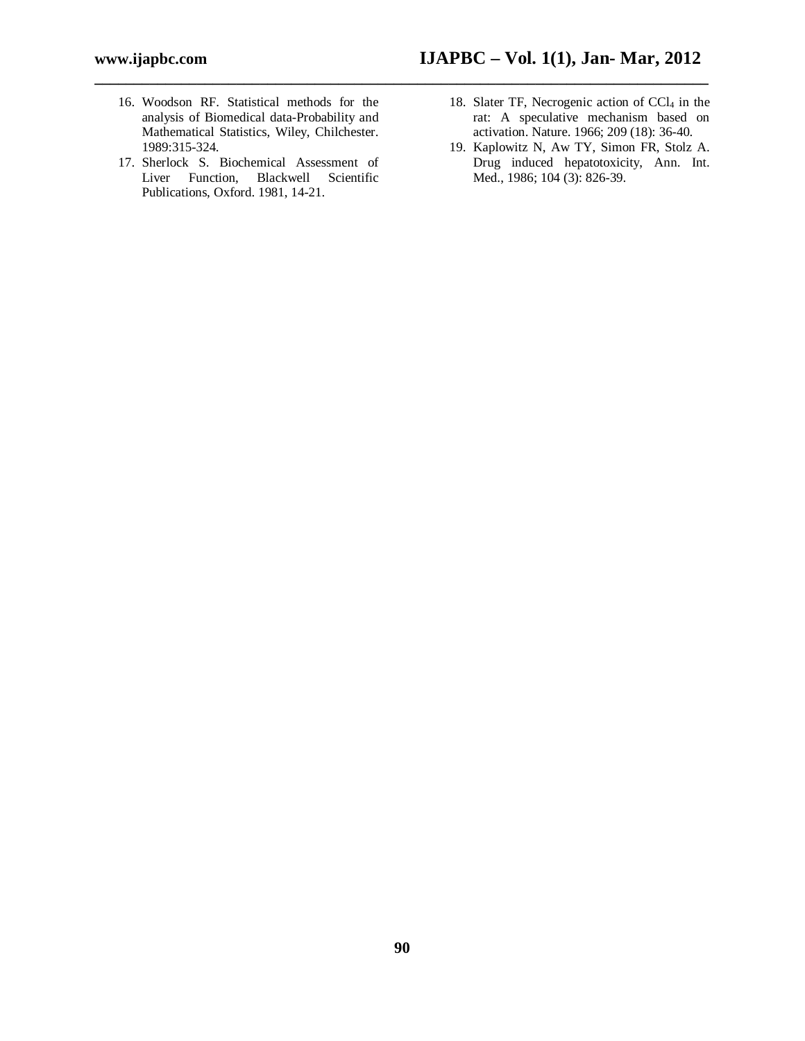16. Woodson RF. Statistical methods for the analysis of Biomedical data-Probability and Mathematical Statistics, Wiley, Chilchester. 1989:315-324.
17. Sherlock S. Biochemical Assessment of Liver Function, Blackwell Scientific Publications, Oxford. 1981, 14-21.
18. Slater TF, Necrogenic action of $CCl_4$ in the rat: A speculative mechanism based on activation. Nature. 1966; 209 (18): 36-40.
19. Kaplowitz N, Aw TY, Simon FR, Stolz A. Drug induced hepatotoxicity, Ann. Int. Med., 1986; 104 (3): 826-39.